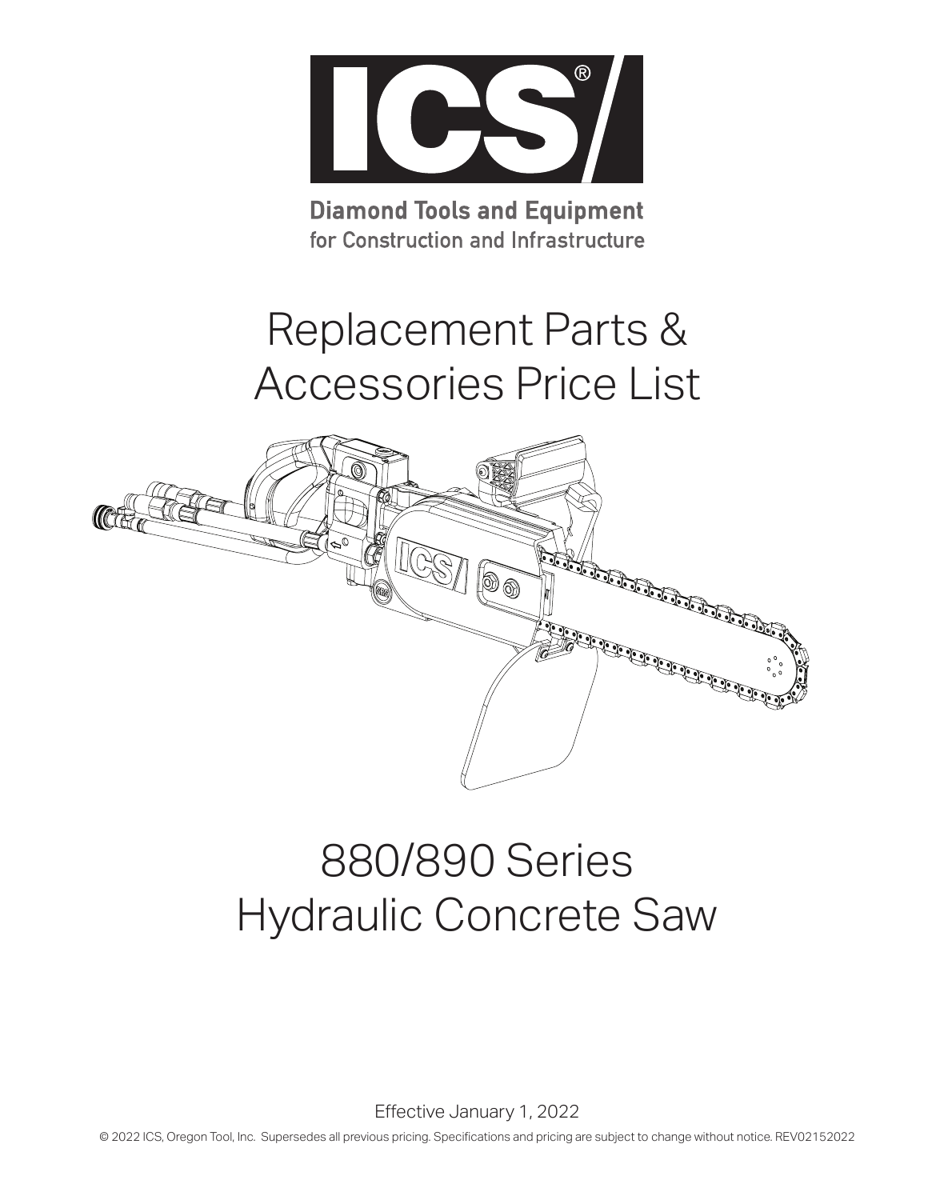ICS®

**Diamond Tools and Equipment**
for Construction and Infrastructure

# Replacement Parts & Accessories Price List

# 880/890 Series Hydraulic Concrete Saw

Effective January 1, 2022

© 2022 ICS, Oregon Tool, Inc. Supersedes all previous pricing. Specifications and pricing are subject to change without notice. REV02152022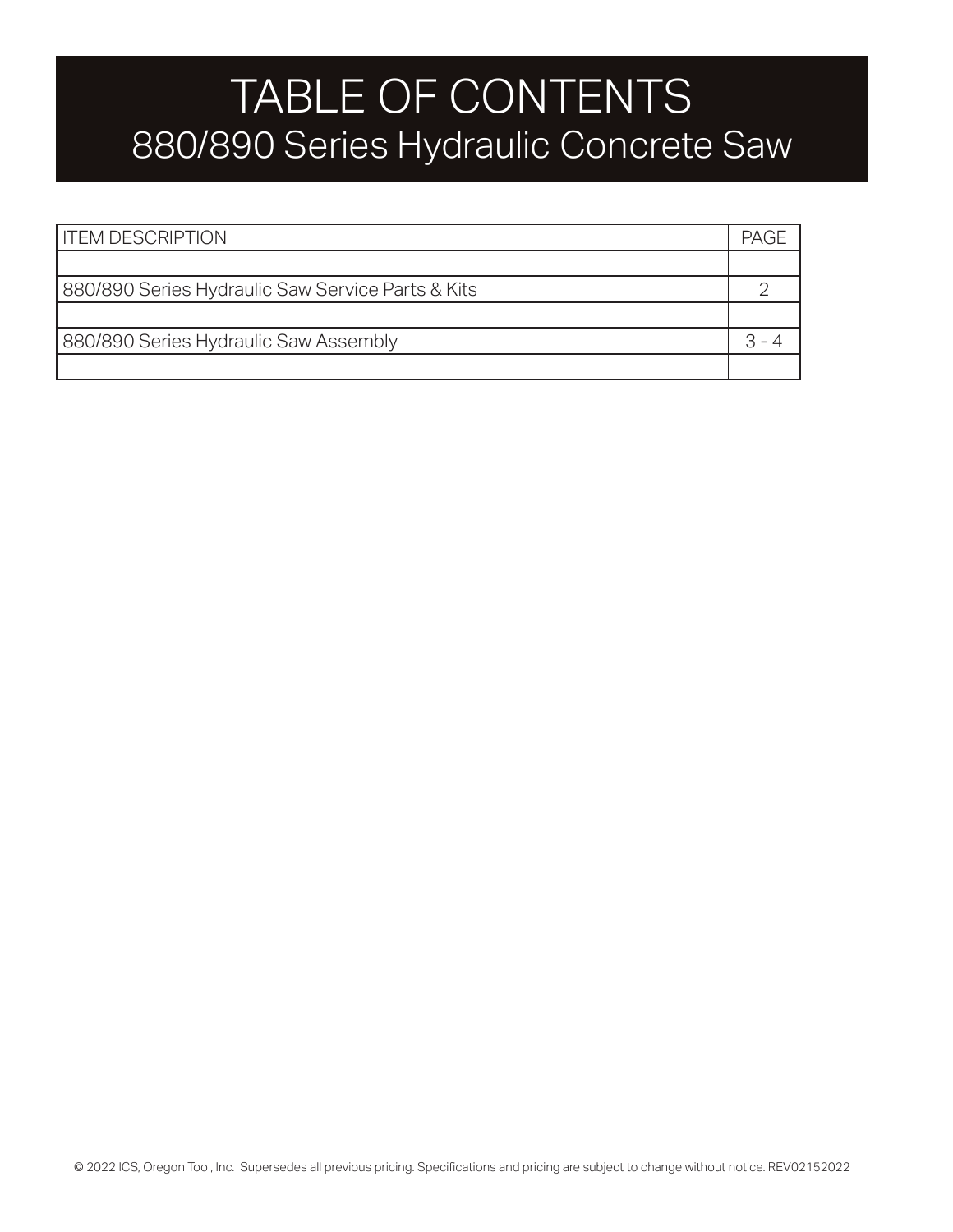# TABLE OF CONTENTS
## 880/890 Series Hydraulic Concrete Saw

| ITEM DESCRIPTION | PAGE |
|---|---|
| | |
| 880/890 Series Hydraulic Saw Service Parts & Kits | 2 |
| | |
| 880/890 Series Hydraulic Saw Assembly | 3 - 4 |
| | |

© 2022 ICS, Oregon Tool, Inc. Supersedes all previous pricing. Specifications and pricing are subject to change without notice. REV02152022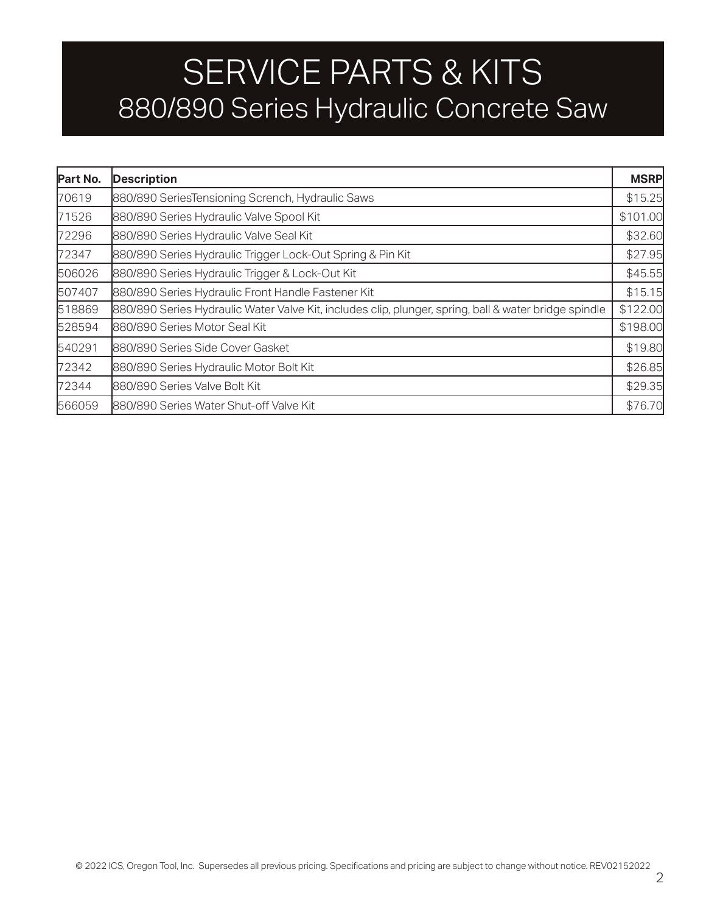# SERVICE PARTS & KITS
## 880/890 Series Hydraulic Concrete Saw

| Part No. | Description | MSRP |
|---|---|---|
| 70619 | 880/890 SeriesTensioning Scrench, Hydraulic Saws | $15.25 |
| 71526 | 880/890 Series Hydraulic Valve Spool Kit | $101.00 |
| 72296 | 880/890 Series Hydraulic Valve Seal Kit | $32.60 |
| 72347 | 880/890 Series Hydraulic Trigger Lock-Out Spring & Pin Kit | $27.95 |
| 506026 | 880/890 Series Hydraulic Trigger & Lock-Out Kit | $45.55 |
| 507407 | 880/890 Series Hydraulic Front Handle Fastener Kit | $15.15 |
| 518869 | 880/890 Series Hydraulic Water Valve Kit, includes clip, plunger, spring, ball & water bridge spindle | $122.00 |
| 528594 | 880/890 Series Motor Seal Kit | $198.00 |
| 540291 | 880/890 Series Side Cover Gasket | $19.80 |
| 72342 | 880/890 Series Hydraulic Motor Bolt Kit | $26.85 |
| 72344 | 880/890 Series Valve Bolt Kit | $29.35 |
| 566059 | 880/890 Series Water Shut-off Valve Kit | $76.70 |

© 2022 ICS, Oregon Tool, Inc. Supersedes all previous pricing. Specifications and pricing are subject to change without notice. REV02152022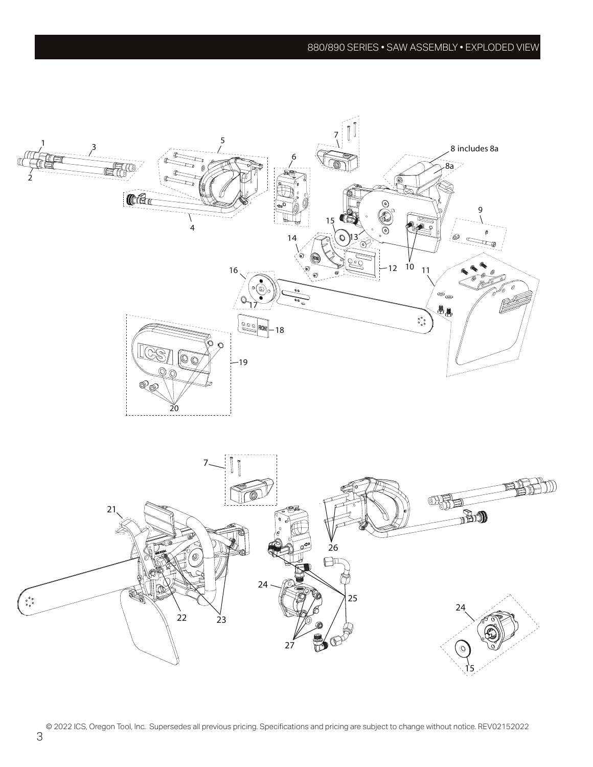# 880/890 SERIES • SAW ASSEMBLY • EXPLODED VIEW

1
2
3
4
5
6
7
8 includes 8a
8a
9
10
11
12
13
14
15
16
17
18
19
20
21
22
23
24
25
26
27

© 2022 ICS, Oregon Tool, Inc. Supersedes all previous pricing. Specifications and pricing are subject to change without notice. REV02152022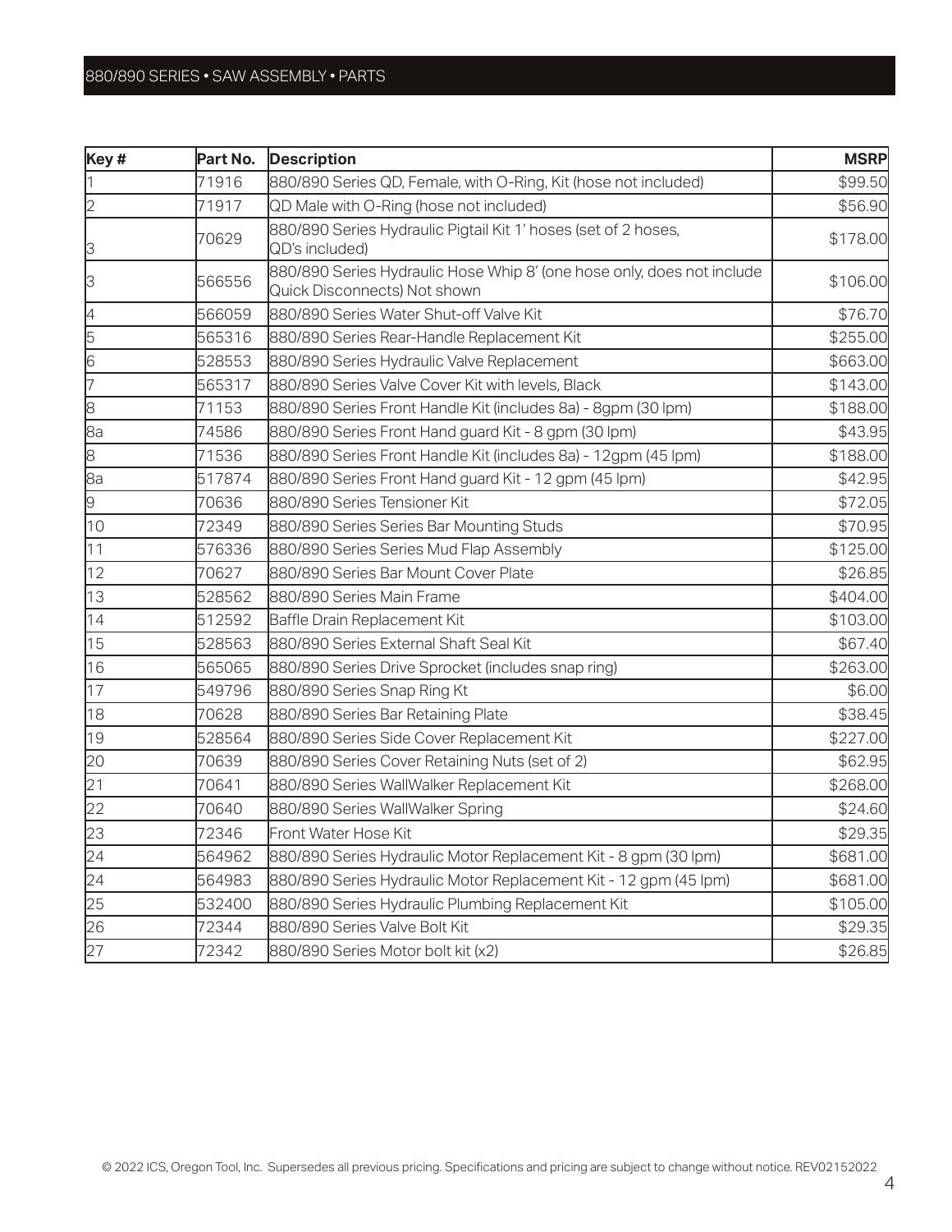## 880/890 SERIES • SAW ASSEMBLY • PARTS

| Key # | Part No. | Description | MSRP |
|---|---|---|---|
| 1 | 71916 | 880/890 Series QD, Female, with O-Ring, Kit (hose not included) | $99.50 |
| 2 | 71917 | QD Male with O-Ring (hose not included) | $56.90 |
| 3 | 70629 | 880/890 Series Hydraulic Pigtail Kit 1' hoses (set of 2 hoses, QD's included) | $178.00 |
| 3 | 566556 | 880/890 Series Hydraulic Hose Whip 8' (one hose only, does not include Quick Disconnects) Not shown | $106.00 |
| 4 | 566059 | 880/890 Series Water Shut-off Valve Kit | $76.70 |
| 5 | 565316 | 880/890 Series Rear-Handle Replacement Kit | $255.00 |
| 6 | 528553 | 880/890 Series Hydraulic Valve Replacement | $663.00 |
| 7 | 565317 | 880/890 Series Valve Cover Kit with levels, Black | $143.00 |
| 8 | 71153 | 880/890 Series Front Handle Kit (includes 8a) - 8gpm (30 lpm) | $188.00 |
| 8a | 74586 | 880/890 Series Front Hand guard Kit - 8 gpm (30 lpm) | $43.95 |
| 8 | 71536 | 880/890 Series Front Handle Kit (includes 8a) - 12gpm (45 lpm) | $188.00 |
| 8a | 517874 | 880/890 Series Front Hand guard Kit - 12 gpm (45 lpm) | $42.95 |
| 9 | 70636 | 880/890 Series Tensioner Kit | $72.05 |
| 10 | 72349 | 880/890 Series Series Bar Mounting Studs | $70.95 |
| 11 | 576336 | 880/890 Series Series Mud Flap Assembly | $125.00 |
| 12 | 70627 | 880/890 Series Bar Mount Cover Plate | $26.85 |
| 13 | 528562 | 880/890 Series Main Frame | $404.00 |
| 14 | 512592 | Baffle Drain Replacement Kit | $103.00 |
| 15 | 528563 | 880/890 Series External Shaft Seal Kit | $67.40 |
| 16 | 565065 | 880/890 Series Drive Sprocket (includes snap ring) | $263.00 |
| 17 | 549796 | 880/890 Series Snap Ring Kt | $6.00 |
| 18 | 70628 | 880/890 Series Bar Retaining Plate | $38.45 |
| 19 | 528564 | 880/890 Series Side Cover Replacement Kit | $227.00 |
| 20 | 70639 | 880/890 Series Cover Retaining Nuts (set of 2) | $62.95 |
| 21 | 70641 | 880/890 Series WallWalker Replacement Kit | $268.00 |
| 22 | 70640 | 880/890 Series WallWalker Spring | $24.60 |
| 23 | 72346 | Front Water Hose Kit | $29.35 |
| 24 | 564962 | 880/890 Series Hydraulic Motor Replacement Kit - 8 gpm (30 lpm) | $681.00 |
| 24 | 564983 | 880/890 Series Hydraulic Motor Replacement Kit - 12 gpm (45 lpm) | $681.00 |
| 25 | 532400 | 880/890 Series Hydraulic Plumbing Replacement Kit | $105.00 |
| 26 | 72344 | 880/890 Series Valve Bolt Kit | $29.35 |
| 27 | 72342 | 880/890 Series Motor bolt kit (x2) | $26.85 |

© 2022 ICS, Oregon Tool, Inc. Supersedes all previous pricing. Specifications and pricing are subject to change without notice. REV02152022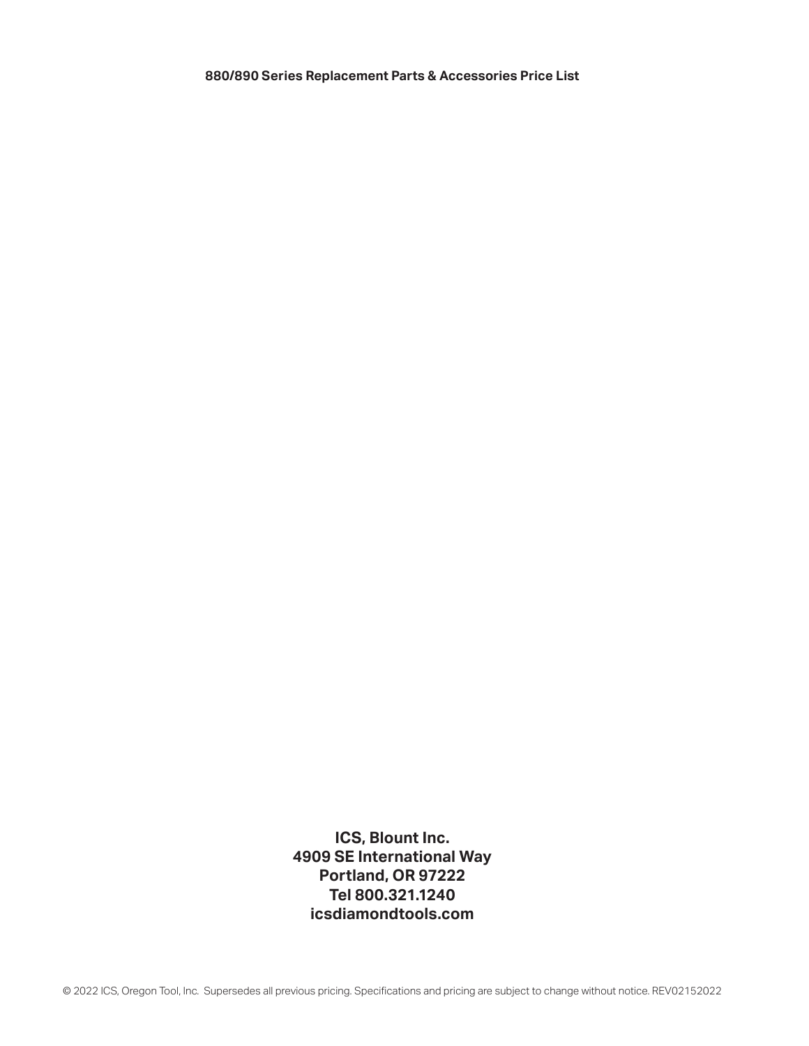**ICS, Blount Inc.**
**4909 SE International Way**
**Portland, OR 97222**
**Tel 800.321.1240**
**icsdiamondtools.com**

© 2022 ICS, Oregon Tool, Inc. Supersedes all previous pricing. Specifications and pricing are subject to change without notice. REV02152022